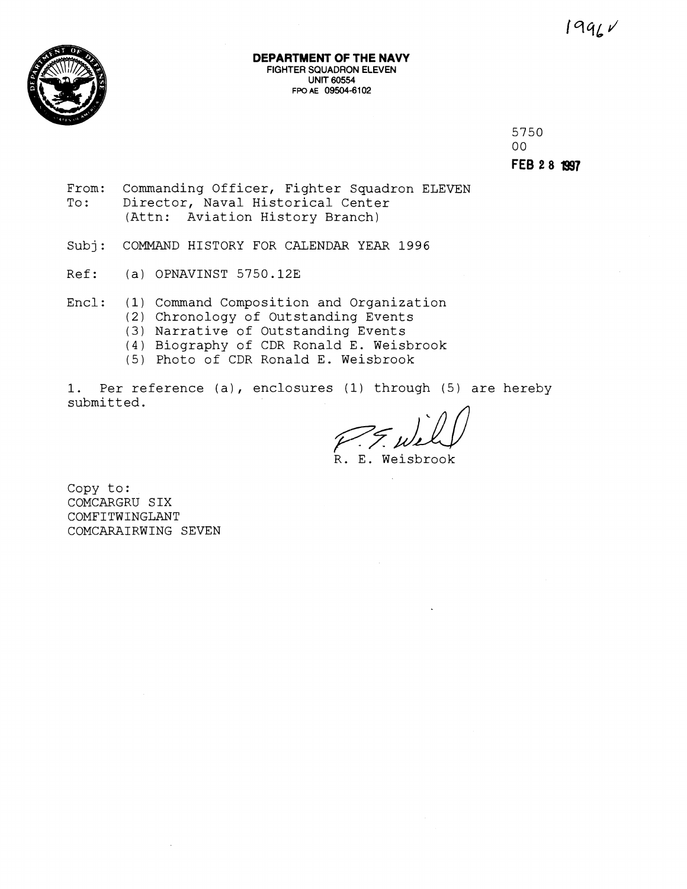1996✓

**DEPARTMENT OF THE NAVY**
FIGHTER SQUADRON ELEVEN
UNIT 60554
FPO AE 09504-6102

5750
00
**FEB 28 1997**

From: Commanding Officer, Fighter Squadron ELEVEN
To: Director, Naval Historical Center
(Attn: Aviation History Branch)

Subj: COMMAND HISTORY FOR CALENDAR YEAR 1996

Ref: (a) OPNAVINST 5750.12E

Encl: (1) Command Composition and Organization
(2) Chronology of Outstanding Events
(3) Narrative of Outstanding Events
(4) Biography of CDR Ronald E. Weisbrook
(5) Photo of CDR Ronald E. Weisbrook

1. Per reference (a), enclosures (1) through (5) are hereby submitted.

R. E. Weisbrook

Copy to:
COMCARGRU SIX
COMFITWINGLANT
COMCARAIRWING SEVEN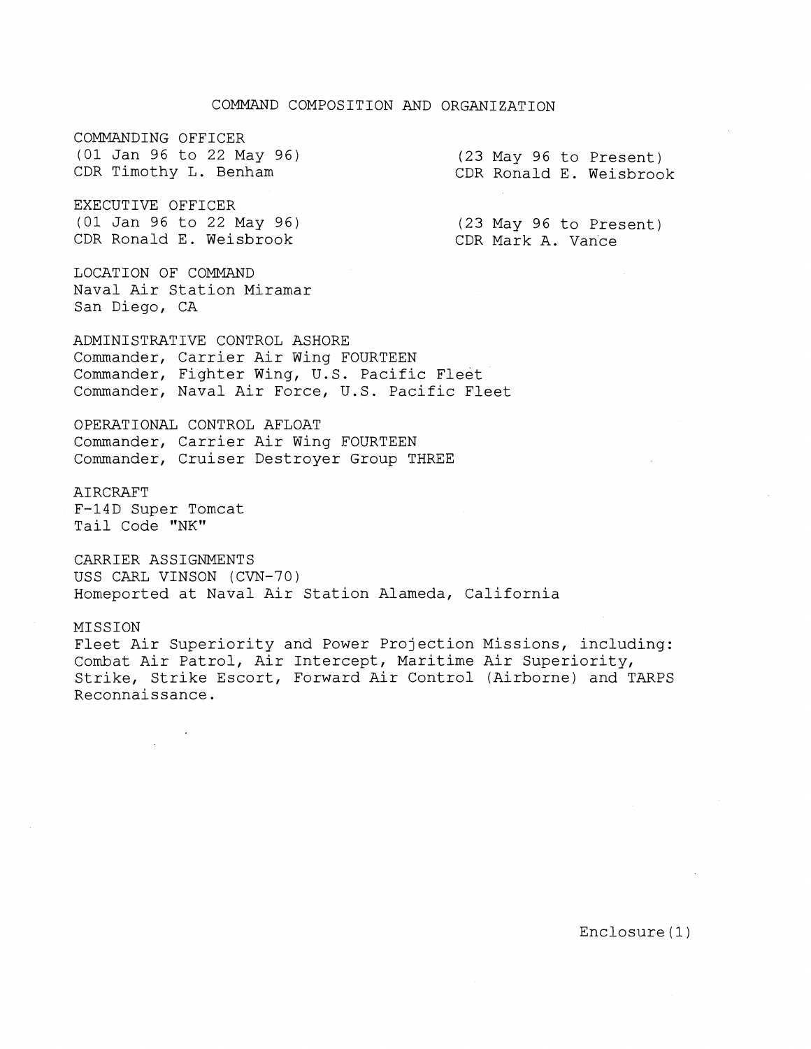# COMMAND COMPOSITION AND ORGANIZATION

COMMANDING OFFICER
(01 Jan 96 to 22 May 96)
CDR Timothy L. Benham

(23 May 96 to Present)
CDR Ronald E. Weisbrook

EXECUTIVE OFFICER
(01 Jan 96 to 22 May 96)
CDR Ronald E. Weisbrook

(23 May 96 to Present)
CDR Mark A. Vance

LOCATION OF COMMAND
Naval Air Station Miramar
San Diego, CA

ADMINISTRATIVE CONTROL ASHORE
Commander, Carrier Air Wing FOURTEEN
Commander, Fighter Wing, U.S. Pacific Fleet
Commander, Naval Air Force, U.S. Pacific Fleet

OPERATIONAL CONTROL AFLOAT
Commander, Carrier Air Wing FOURTEEN
Commander, Cruiser Destroyer Group THREE

AIRCRAFT
F-14D Super Tomcat
Tail Code "NK"

CARRIER ASSIGNMENTS
USS CARL VINSON (CVN-70)
Homeported at Naval Air Station Alameda, California

MISSION
Fleet Air Superiority and Power Projection Missions, including: Combat Air Patrol, Air Intercept, Maritime Air Superiority, Strike, Strike Escort, Forward Air Control (Airborne) and TARPS Reconnaissance.

Enclosure(1)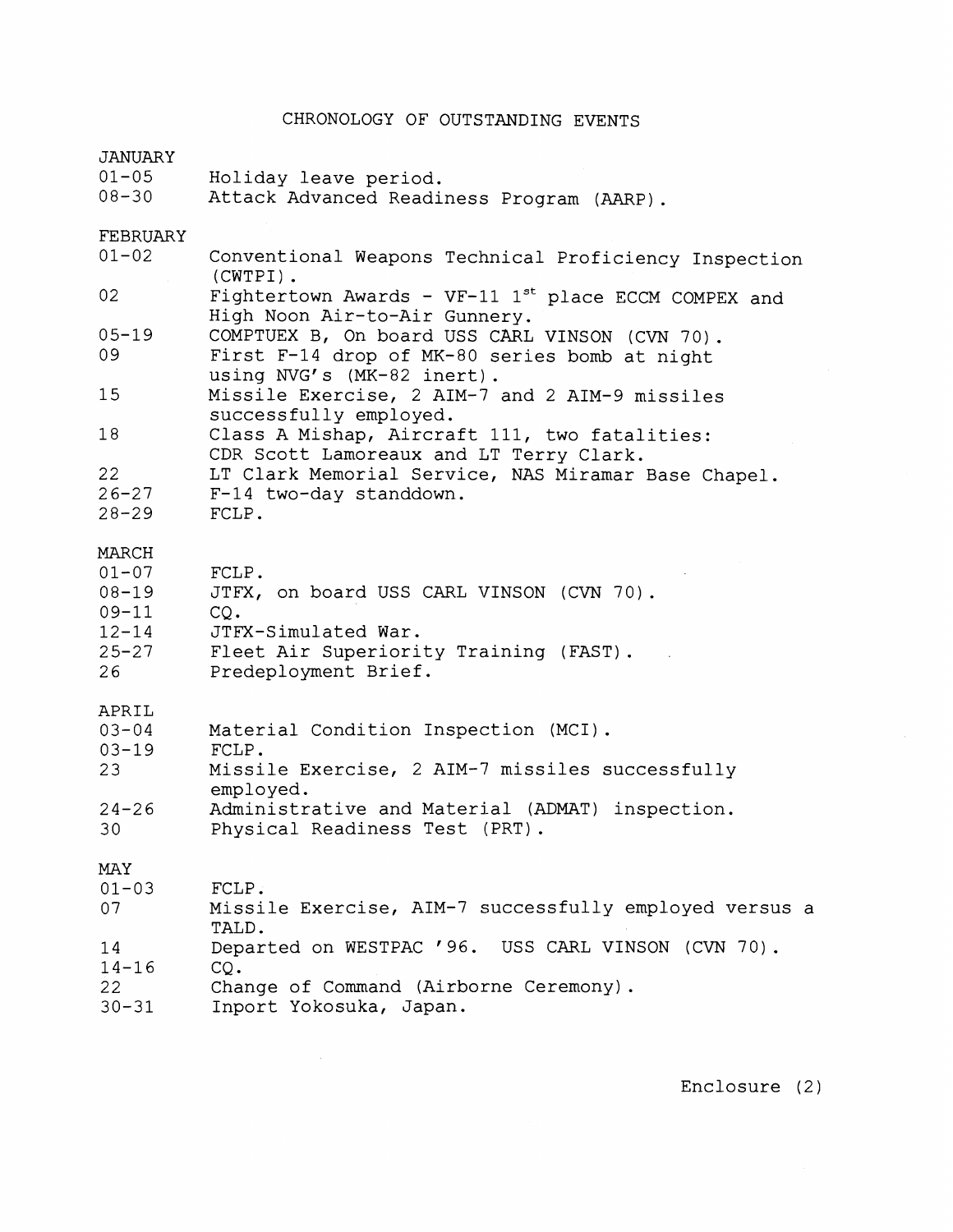# CHRONOLOGY OF OUTSTANDING EVENTS

## JANUARY

| | |
|---|---|
| 01-05 | Holiday leave period. |
| 08-30 | Attack Advanced Readiness Program (AARP). |

## FEBRUARY

| | |
|---|---|
| 01-02 | Conventional Weapons Technical Proficiency Inspection (CWTPI). |
| 02 | Fightertown Awards - VF-11 1st place ECCM COMPEX and High Noon Air-to-Air Gunnery. |
| 05-19 | COMPTUEX B, On board USS CARL VINSON (CVN 70). |
| 09 | First F-14 drop of MK-80 series bomb at night using NVG's (MK-82 inert). |
| 15 | Missile Exercise, 2 AIM-7 and 2 AIM-9 missiles successfully employed. |
| 18 | Class A Mishap, Aircraft 111, two fatalities: CDR Scott Lamoreaux and LT Terry Clark. |
| 22 | LT Clark Memorial Service, NAS Miramar Base Chapel. |
| 26-27 | F-14 two-day standdown. |
| 28-29 | FCLP. |

## MARCH

| | |
|---|---|
| 01-07 | FCLP. |
| 08-19 | JTFX, on board USS CARL VINSON (CVN 70). |
| 09-11 | CQ. |
| 12-14 | JTFX-Simulated War. |
| 25-27 | Fleet Air Superiority Training (FAST). |
| 26 | Predeployment Brief. |

## APRIL

| | |
|---|---|
| 03-04 | Material Condition Inspection (MCI). |
| 03-19 | FCLP. |
| 23 | Missile Exercise, 2 AIM-7 missiles successfully employed. |
| 24-26 | Administrative and Material (ADMAT) inspection. |
| 30 | Physical Readiness Test (PRT). |

## MAY

| | |
|---|---|
| 01-03 | FCLP. |
| 07 | Missile Exercise, AIM-7 successfully employed versus a TALD. |
| 14 | Departed on WESTPAC '96. USS CARL VINSON (CVN 70). |
| 14-16 | CQ. |
| 22 | Change of Command (Airborne Ceremony). |
| 30-31 | Inport Yokosuka, Japan. |

Enclosure (2)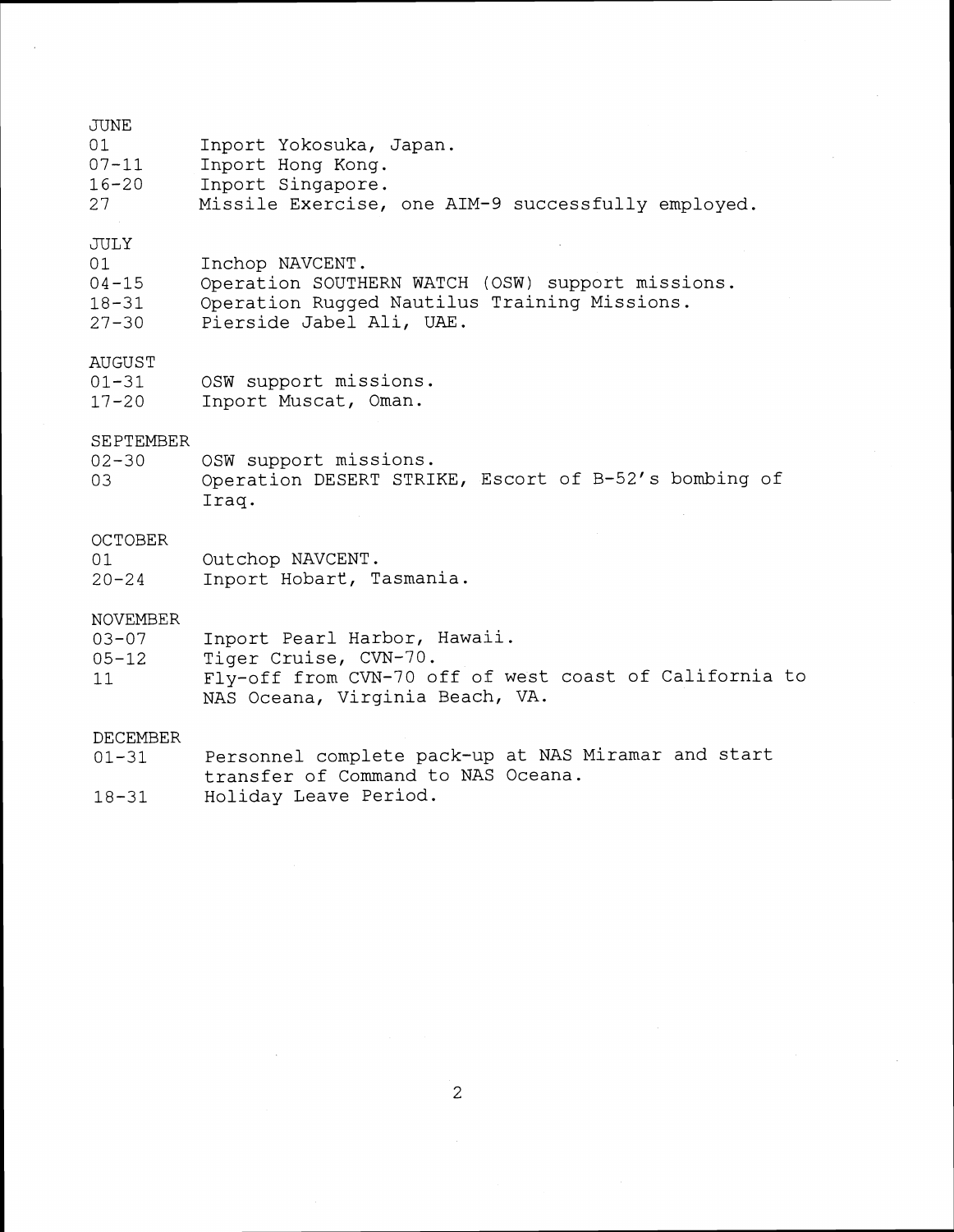JUNE

| | |
|---|---|
| 01 | Inport Yokosuka, Japan. |
| 07-11 | Inport Hong Kong. |
| 16-20 | Inport Singapore. |
| 27 | Missile Exercise, one AIM-9 successfully employed. |

JULY

| | |
|---|---|
| 01 | Inchop NAVCENT. |
| 04-15 | Operation SOUTHERN WATCH (OSW) support missions. |
| 18-31 | Operation Rugged Nautilus Training Missions. |
| 27-30 | Pierside Jabel Ali, UAE. |

AUGUST

| | |
|---|---|
| 01-31 | OSW support missions. |
| 17-20 | Inport Muscat, Oman. |

SEPTEMBER

| | |
|---|---|
| 02-30 | OSW support missions. |
| 03 | Operation DESERT STRIKE, Escort of B-52's bombing of Iraq. |

OCTOBER

| | |
|---|---|
| 01 | Outchop NAVCENT. |
| 20-24 | Inport Hobart, Tasmania. |

NOVEMBER

| | |
|---|---|
| 03-07 | Inport Pearl Harbor, Hawaii. |
| 05-12 | Tiger Cruise, CVN-70. |
| 11 | Fly-off from CVN-70 off of west coast of California to NAS Oceana, Virginia Beach, VA. |

DECEMBER

| | |
|---|---|
| 01-31 | Personnel complete pack-up at NAS Miramar and start transfer of Command to NAS Oceana. |
| 18-31 | Holiday Leave Period. |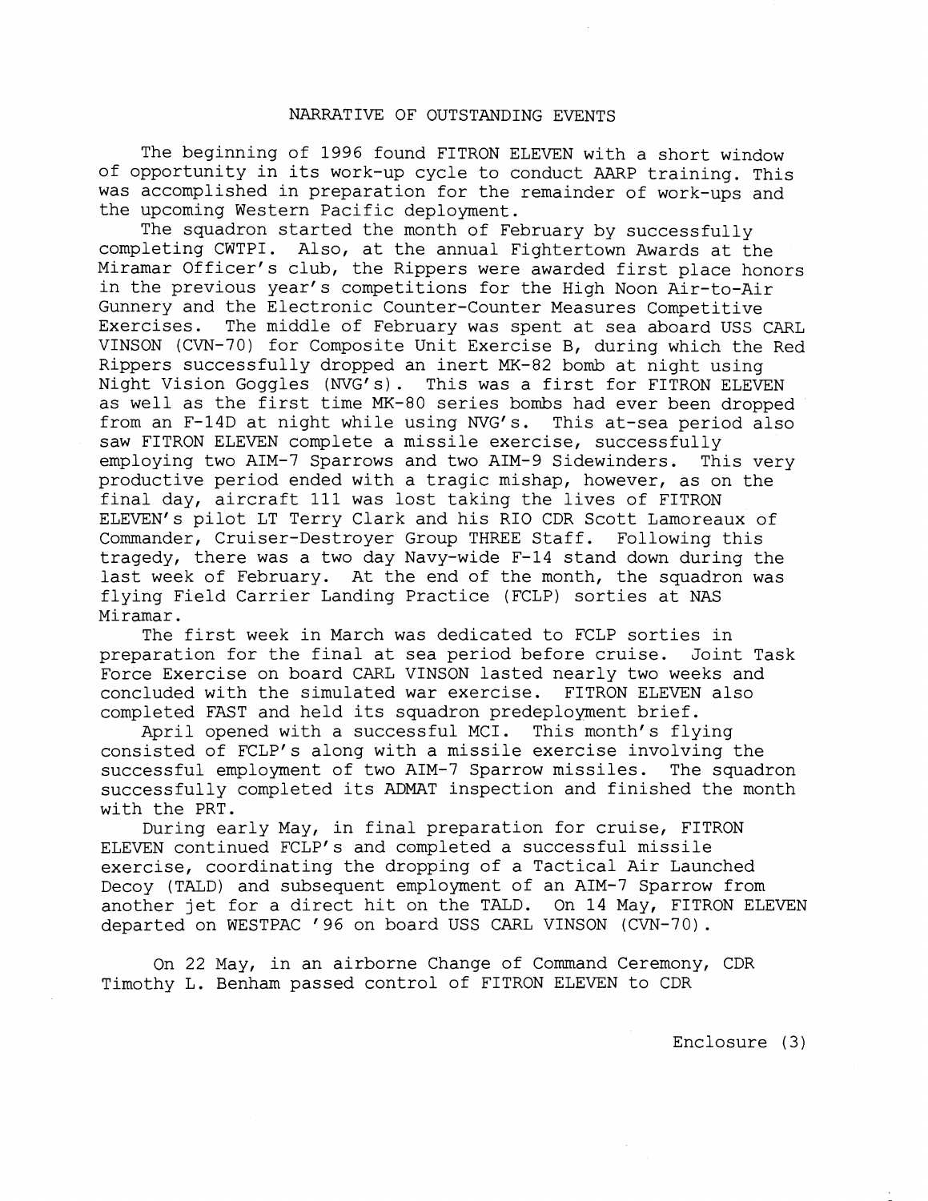## NARRATIVE OF OUTSTANDING EVENTS

The beginning of 1996 found FITRON ELEVEN with a short window of opportunity in its work-up cycle to conduct AARP training. This was accomplished in preparation for the remainder of work-ups and the upcoming Western Pacific deployment.

The squadron started the month of February by successfully completing CWTPI. Also, at the annual Fightertown Awards at the Miramar Officer's club, the Rippers were awarded first place honors in the previous year's competitions for the High Noon Air-to-Air Gunnery and the Electronic Counter-Counter Measures Competitive Exercises. The middle of February was spent at sea aboard USS CARL VINSON (CVN-70) for Composite Unit Exercise B, during which the Red Rippers successfully dropped an inert MK-82 bomb at night using Night Vision Goggles (NVG's). This was a first for FITRON ELEVEN as well as the first time MK-80 series bombs had ever been dropped from an F-14D at night while using NVG's. This at-sea period also saw FITRON ELEVEN complete a missile exercise, successfully employing two AIM-7 Sparrows and two AIM-9 Sidewinders. This very productive period ended with a tragic mishap, however, as on the final day, aircraft 111 was lost taking the lives of FITRON ELEVEN's pilot LT Terry Clark and his RIO CDR Scott Lamoreaux of Commander, Cruiser-Destroyer Group THREE Staff. Following this tragedy, there was a two day Navy-wide F-14 stand down during the last week of February. At the end of the month, the squadron was flying Field Carrier Landing Practice (FCLP) sorties at NAS Miramar.

The first week in March was dedicated to FCLP sorties in preparation for the final at sea period before cruise. Joint Task Force Exercise on board CARL VINSON lasted nearly two weeks and concluded with the simulated war exercise. FITRON ELEVEN also completed FAST and held its squadron predeployment brief.

April opened with a successful MCI. This month's flying consisted of FCLP's along with a missile exercise involving the successful employment of two AIM-7 Sparrow missiles. The squadron successfully completed its ADMAT inspection and finished the month with the PRT.

During early May, in final preparation for cruise, FITRON ELEVEN continued FCLP's and completed a successful missile exercise, coordinating the dropping of a Tactical Air Launched Decoy (TALD) and subsequent employment of an AIM-7 Sparrow from another jet for a direct hit on the TALD. On 14 May, FITRON ELEVEN departed on WESTPAC '96 on board USS CARL VINSON (CVN-70).

On 22 May, in an airborne Change of Command Ceremony, CDR Timothy L. Benham passed control of FITRON ELEVEN to CDR

Enclosure (3)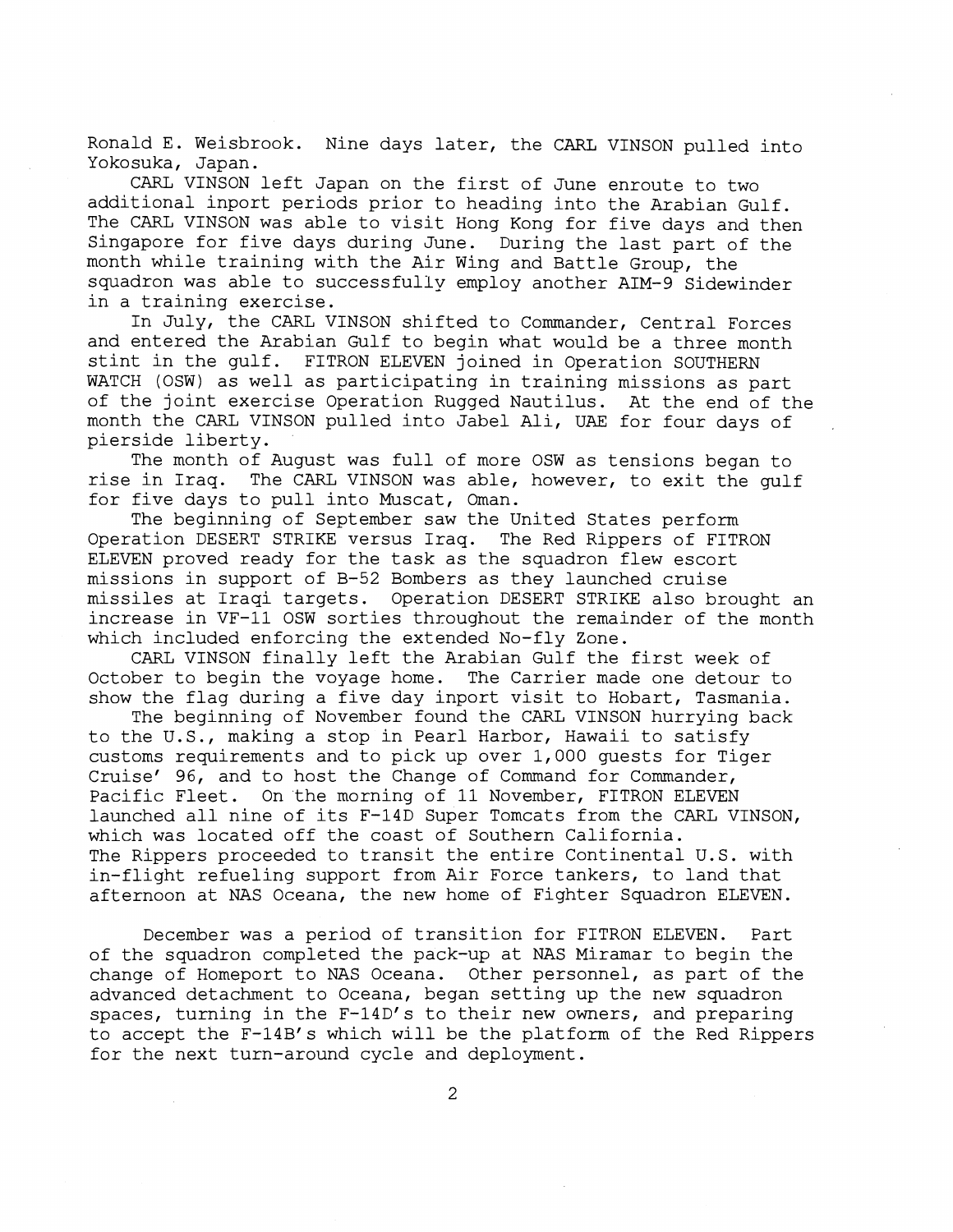Ronald E. Weisbrook. Nine days later, the CARL VINSON pulled into Yokosuka, Japan.

CARL VINSON left Japan on the first of June enroute to two additional inport periods prior to heading into the Arabian Gulf. The CARL VINSON was able to visit Hong Kong for five days and then Singapore for five days during June. During the last part of the month while training with the Air Wing and Battle Group, the squadron was able to successfully employ another AIM-9 Sidewinder in a training exercise.

In July, the CARL VINSON shifted to Commander, Central Forces and entered the Arabian Gulf to begin what would be a three month stint in the gulf. FITRON ELEVEN joined in Operation SOUTHERN WATCH (OSW) as well as participating in training missions as part of the joint exercise Operation Rugged Nautilus. At the end of the month the CARL VINSON pulled into Jabel Ali, UAE for four days of pierside liberty.

The month of August was full of more OSW as tensions began to rise in Iraq. The CARL VINSON was able, however, to exit the gulf for five days to pull into Muscat, Oman.

The beginning of September saw the United States perform Operation DESERT STRIKE versus Iraq. The Red Rippers of FITRON ELEVEN proved ready for the task as the squadron flew escort missions in support of B-52 Bombers as they launched cruise missiles at Iraqi targets. Operation DESERT STRIKE also brought an increase in VF-11 OSW sorties throughout the remainder of the month which included enforcing the extended No-fly Zone.

CARL VINSON finally left the Arabian Gulf the first week of October to begin the voyage home. The Carrier made one detour to show the flag during a five day inport visit to Hobart, Tasmania.

The beginning of November found the CARL VINSON hurrying back to the U.S., making a stop in Pearl Harbor, Hawaii to satisfy customs requirements and to pick up over 1,000 guests for Tiger Cruise' 96, and to host the Change of Command for Commander, Pacific Fleet. On the morning of 11 November, FITRON ELEVEN launched all nine of its F-14D Super Tomcats from the CARL VINSON, which was located off the coast of Southern California. The Rippers proceeded to transit the entire Continental U.S. with in-flight refueling support from Air Force tankers, to land that afternoon at NAS Oceana, the new home of Fighter Squadron ELEVEN.

December was a period of transition for FITRON ELEVEN. Part of the squadron completed the pack-up at NAS Miramar to begin the change of Homeport to NAS Oceana. Other personnel, as part of the advanced detachment to Oceana, began setting up the new squadron spaces, turning in the F-14D's to their new owners, and preparing to accept the F-14B's which will be the platform of the Red Rippers for the next turn-around cycle and deployment.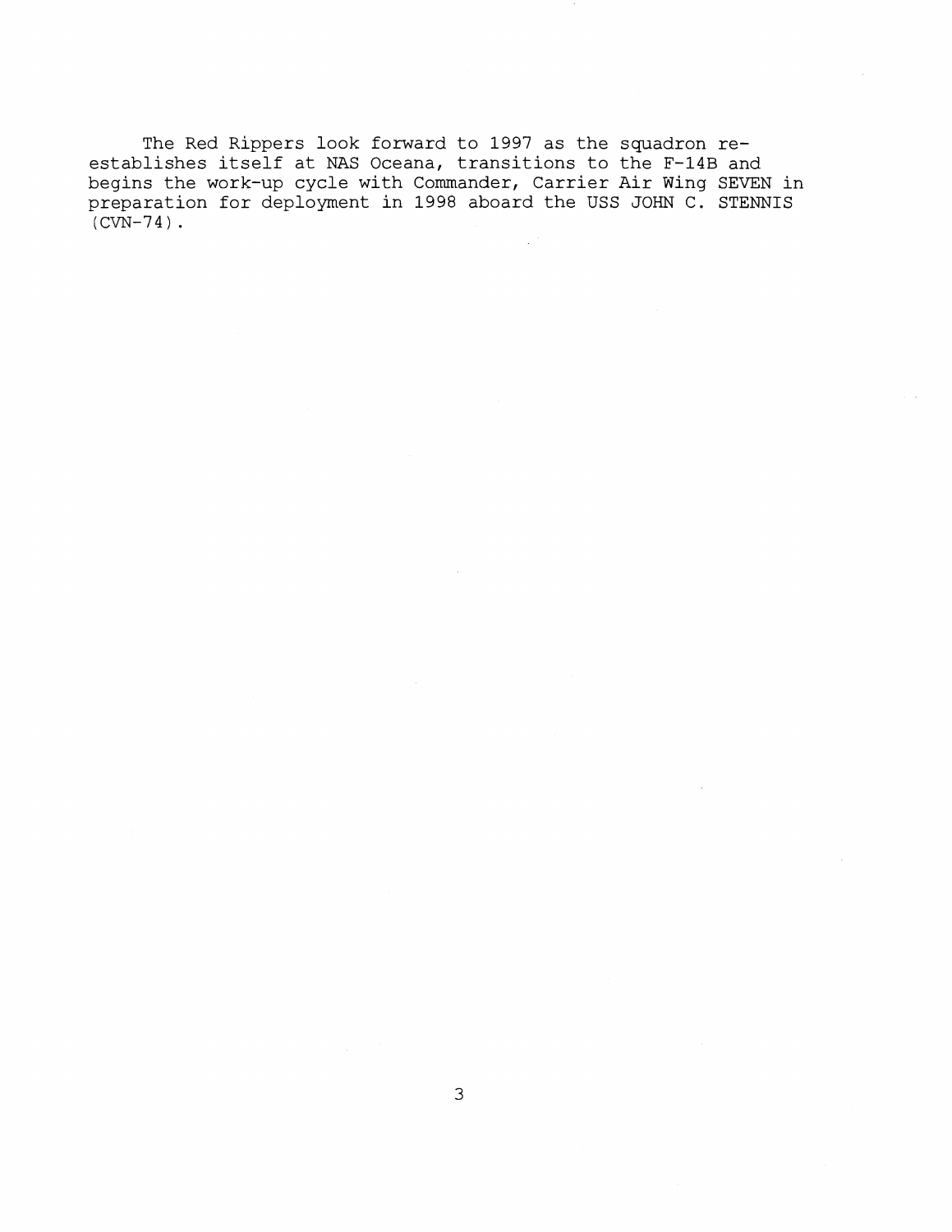The Red Rippers look forward to 1997 as the squadron re-establishes itself at NAS Oceana, transitions to the F-14B and begins the work-up cycle with Commander, Carrier Air Wing SEVEN in preparation for deployment in 1998 aboard the USS JOHN C. STENNIS (CVN-74).